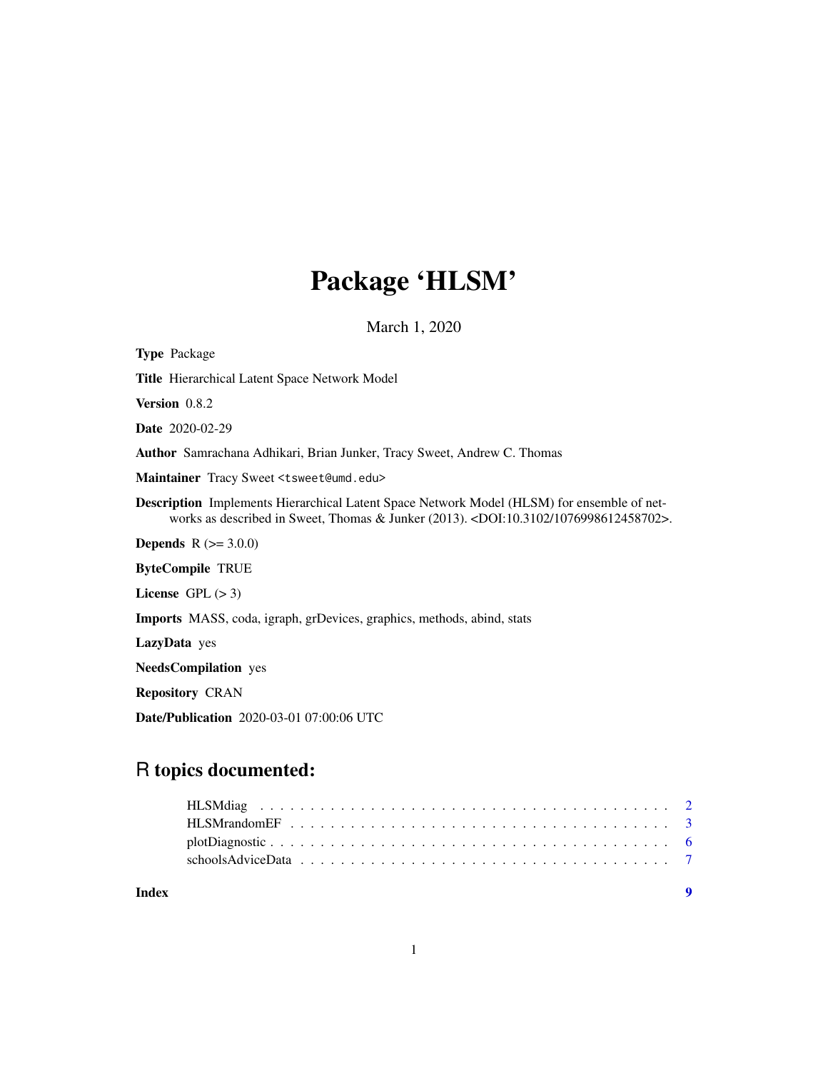# Package 'HLSM'

March 1, 2020

**Type** Package

**Title** Hierarchical Latent Space Network Model

**Version** 0.8.2

**Date** 2020-02-29

**Author** Samrachana Adhikari, Brian Junker, Tracy Sweet, Andrew C. Thomas

**Maintainer** Tracy Sweet <tsweet@umd.edu>

**Description** Implements Hierarchical Latent Space Network Model (HLSM) for ensemble of networks as described in Sweet, Thomas & Junker (2013). <DOI:10.3102/1076998612458702>.

**Depends** R (>= 3.0.0)

**ByteCompile** TRUE

**License** GPL (> 3)

**Imports** MASS, coda, igraph, grDevices, graphics, methods, abind, stats

**LazyData** yes

**NeedsCompilation** yes

**Repository** CRAN

**Date/Publication** 2020-03-01 07:00:06 UTC

## R topics documented:

- HLSMdiag . . . . . . . . . . . . . . . . . . . . . . . . . . . . . . . . . . . . . . . . . 2
- HLSMrandomEF . . . . . . . . . . . . . . . . . . . . . . . . . . . . . . . . . . . . . . 3
- plotDiagnostic . . . . . . . . . . . . . . . . . . . . . . . . . . . . . . . . . . . . . . . 6
- schoolsAdviceData . . . . . . . . . . . . . . . . . . . . . . . . . . . . . . . . . . . . 7

**Index** 9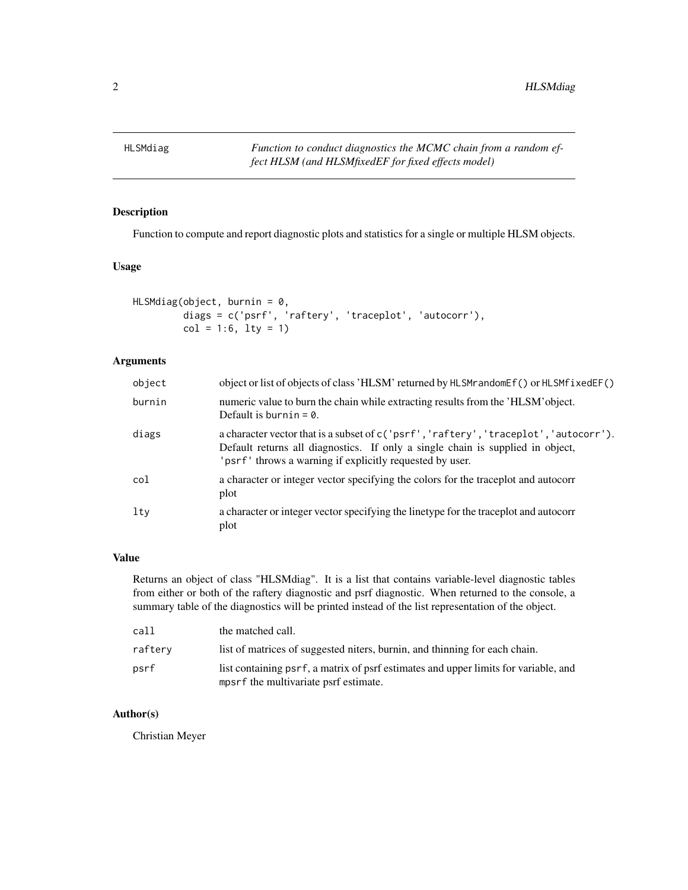# HLSMdiag

*Function to conduct diagnostics the MCMC chain from a random effect HLSM (and HLSMfixedEF for fixed effects model)*

## Description

Function to compute and report diagnostic plots and statistics for a single or multiple HLSM objects.

## Usage

```
HLSMdiag(object, burnin = 0,
         diags = c('psrf', 'raftery', 'traceplot', 'autocorr'),
         col = 1:6, lty = 1)
```

## Arguments

| | |
|---|---|
| `object` | object or list of objects of class 'HLSM' returned by `HLSMrandomEf()` or `HLSMfixedEF()` |
| `burnin` | numeric value to burn the chain while extracting results from the 'HLSM'object. Default is `burnin = 0`. |
| `diags` | a character vector that is a subset of `c('psrf','raftery','traceplot','autocorr')`. Default returns all diagnostics. If only a single chain is supplied in object, `'psrf'` throws a warning if explicitly requested by user. |
| `col` | a character or integer vector specifying the colors for the traceplot and autocorr plot |
| `lty` | a character or integer vector specifying the linetype for the traceplot and autocorr plot |

## Value

Returns an object of class "HLSMdiag". It is a list that contains variable-level diagnostic tables from either or both of the raftery diagnostic and psrf diagnostic. When returned to the console, a summary table of the diagnostics will be printed instead of the list representation of the object.

| | |
|---|---|
| `call` | the matched call. |
| `raftery` | list of matrices of suggested niters, burnin, and thinning for each chain. |
| `psrf` | list containing `psrf`, a matrix of psrf estimates and upper limits for variable, and `mpsrf` the multivariate psrf estimate. |

## Author(s)

Christian Meyer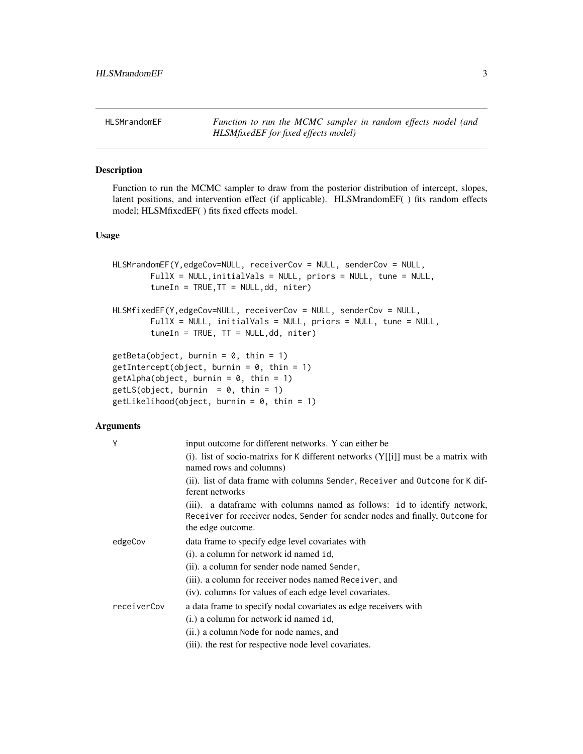HLSMrandomEF — *Function to run the MCMC sampler in random effects model (and HLSMfixedEF for fixed effects model)*

## Description

Function to run the MCMC sampler to draw from the posterior distribution of intercept, slopes, latent positions, and intervention effect (if applicable). HLSMrandomEF( ) fits random effects model; HLSMfixedEF( ) fits fixed effects model.

## Usage

```
HLSMrandomEF(Y,edgeCov=NULL, receiverCov = NULL, senderCov = NULL,
        FullX = NULL,initialVals = NULL, priors = NULL, tune = NULL,
        tuneIn = TRUE,TT = NULL,dd, niter)

HLSMfixedEF(Y,edgeCov=NULL, receiverCov = NULL, senderCov = NULL,
        FullX = NULL, initialVals = NULL, priors = NULL, tune = NULL,
        tuneIn = TRUE, TT = NULL,dd, niter)

getBeta(object, burnin = 0, thin = 1)
getIntercept(object, burnin = 0, thin = 1)
getAlpha(object, burnin = 0, thin = 1)
getLS(object, burnin  = 0, thin = 1)
getLikelihood(object, burnin = 0, thin = 1)
```

## Arguments

`Y`
: input outcome for different networks. Y can either be
  (i). list of socio-matrixs for K different networks (Y[[i]] must be a matrix with named rows and columns)
  (ii). list of data frame with columns Sender, Receiver and Outcome for K different networks
  (iii). a dataframe with columns named as follows: id to identify network, Receiver for receiver nodes, Sender for sender nodes and finally, Outcome for the edge outcome.

`edgeCov`
: data frame to specify edge level covariates with
  (i). a column for network id named id,
  (ii). a column for sender node named Sender,
  (iii). a column for receiver nodes named Receiver, and
  (iv). columns for values of each edge level covariates.

`receiverCov`
: a data frame to specify nodal covariates as edge receivers with
  (i.) a column for network id named id,
  (ii.) a column Node for node names, and
  (iii). the rest for respective node level covariates.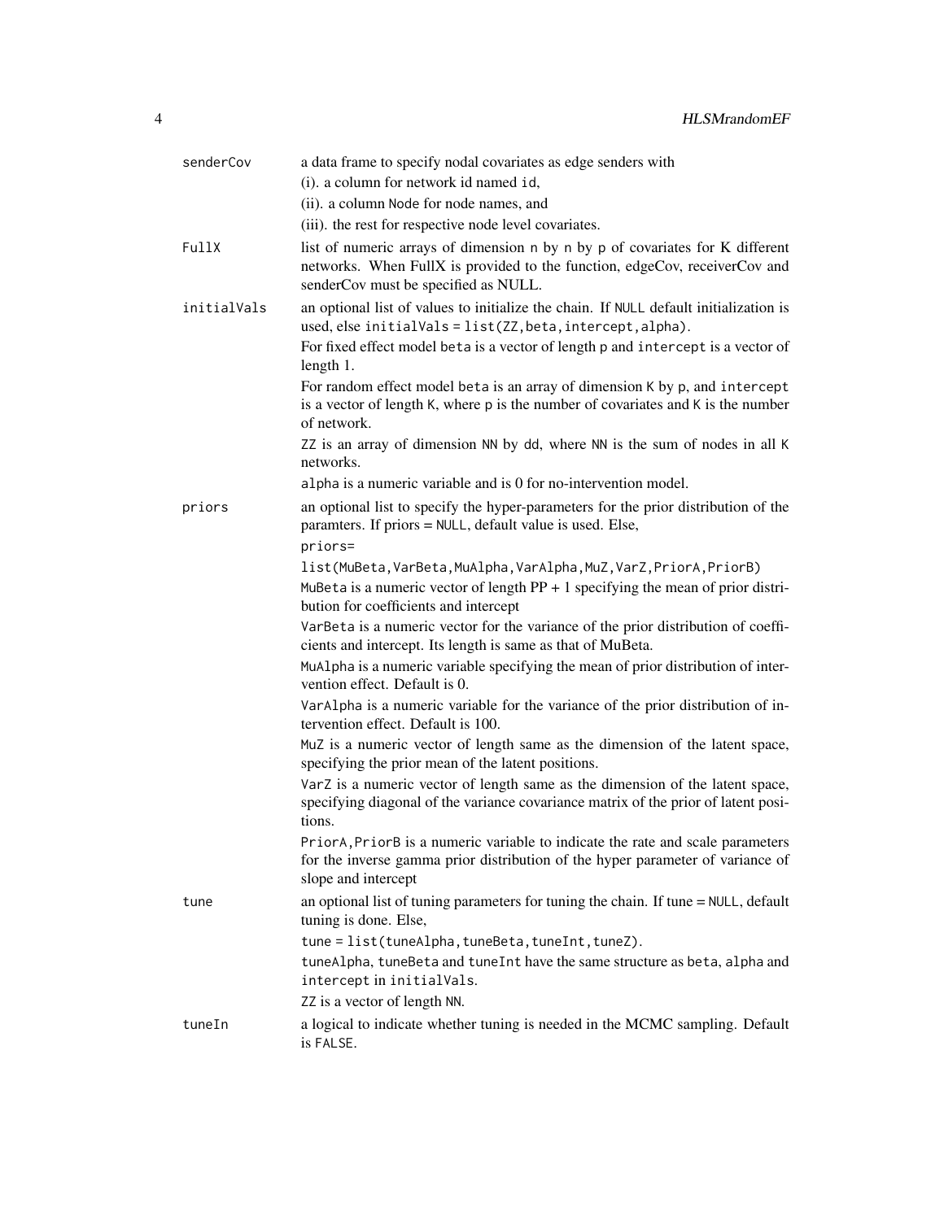senderCov
: a data frame to specify nodal covariates as edge senders with
(i). a column for network id named `id`,
(ii). a column `Node` for node names, and
(iii). the rest for respective node level covariates.

FullX
: list of numeric arrays of dimension `n` by `n` by `p` of covariates for K different networks. When FullX is provided to the function, edgeCov, receiverCov and senderCov must be specified as NULL.

initialVals
: an optional list of values to initialize the chain. If `NULL` default initialization is used, else `initialVals = list(ZZ,beta,intercept,alpha)`.

  For fixed effect model `beta` is a vector of length `p` and `intercept` is a vector of length 1.

  For random effect model `beta` is an array of dimension `K` by `p`, and `intercept` is a vector of length `K`, where `p` is the number of covariates and `K` is the number of network.

  `ZZ` is an array of dimension `NN` by `dd`, where `NN` is the sum of nodes in all `K` networks.

  `alpha` is a numeric variable and is 0 for no-intervention model.

priors
: an optional list to specify the hyper-parameters for the prior distribution of the paramters. If priors = `NULL`, default value is used. Else,

  `priors=`

  `list(MuBeta,VarBeta,MuAlpha,VarAlpha,MuZ,VarZ,PriorA,PriorB)`

  `MuBeta` is a numeric vector of length PP + 1 specifying the mean of prior distribution for coefficients and intercept

  `VarBeta` is a numeric vector for the variance of the prior distribution of coefficients and intercept. Its length is same as that of MuBeta.

  `MuAlpha` is a numeric variable specifying the mean of prior distribution of intervention effect. Default is 0.

  `VarAlpha` is a numeric variable for the variance of the prior distribution of intervention effect. Default is 100.

  `MuZ` is a numeric vector of length same as the dimension of the latent space, specifying the prior mean of the latent positions.

  `VarZ` is a numeric vector of length same as the dimension of the latent space, specifying diagonal of the variance covariance matrix of the prior of latent positions.

  `PriorA, PriorB` is a numeric variable to indicate the rate and scale parameters for the inverse gamma prior distribution of the hyper parameter of variance of slope and intercept

tune
: an optional list of tuning parameters for tuning the chain. If tune = `NULL`, default tuning is done. Else,

  `tune = list(tuneAlpha, tuneBeta, tuneInt, tuneZ)`.

  `tuneAlpha`, `tuneBeta` and `tuneInt` have the same structure as `beta`, `alpha` and `intercept` in `initialVals`.

  `ZZ` is a vector of length `NN`.

tuneIn
: a logical to indicate whether tuning is needed in the MCMC sampling. Default is `FALSE`.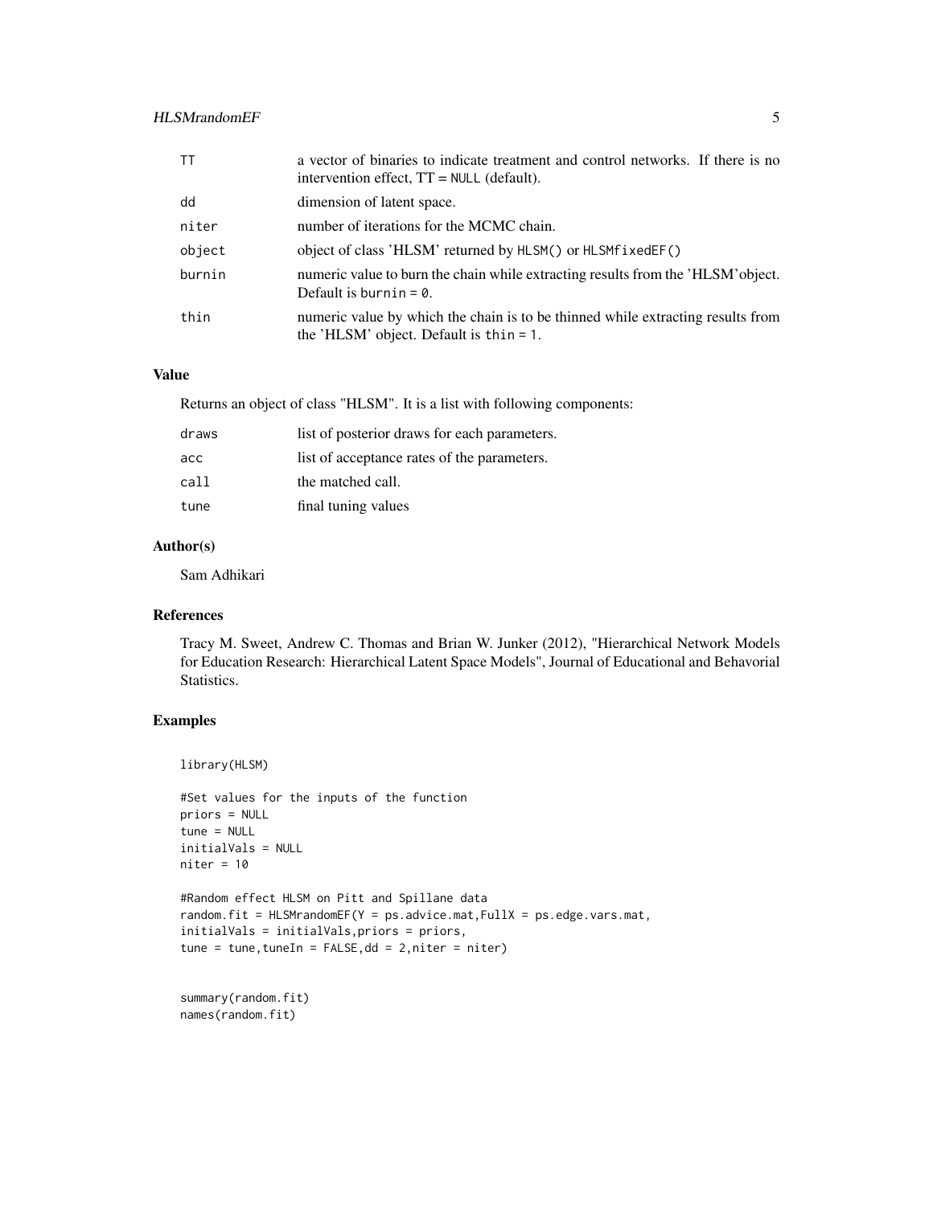| | |
|---|---|
| TT | a vector of binaries to indicate treatment and control networks. If there is no intervention effect, TT = NULL (default). |
| dd | dimension of latent space. |
| niter | number of iterations for the MCMC chain. |
| object | object of class 'HLSM' returned by HLSM() or HLSMfixedEF() |
| burnin | numeric value to burn the chain while extracting results from the 'HLSM'object. Default is burnin = 0. |
| thin | numeric value by which the chain is to be thinned while extracting results from the 'HLSM' object. Default is thin = 1. |

## Value

Returns an object of class "HLSM". It is a list with following components:

| | |
|---|---|
| draws | list of posterior draws for each parameters. |
| acc | list of acceptance rates of the parameters. |
| call | the matched call. |
| tune | final tuning values |

## Author(s)

Sam Adhikari

## References

Tracy M. Sweet, Andrew C. Thomas and Brian W. Junker (2012), "Hierarchical Network Models for Education Research: Hierarchical Latent Space Models", Journal of Educational and Behavorial Statistics.

## Examples

```
library(HLSM)

#Set values for the inputs of the function
priors = NULL
tune = NULL
initialVals = NULL
niter = 10

#Random effect HLSM on Pitt and Spillane data
random.fit = HLSMrandomEF(Y = ps.advice.mat,FullX = ps.edge.vars.mat,
initialVals = initialVals,priors = priors,
tune = tune,tuneIn = FALSE,dd = 2,niter = niter)


summary(random.fit)
names(random.fit)
```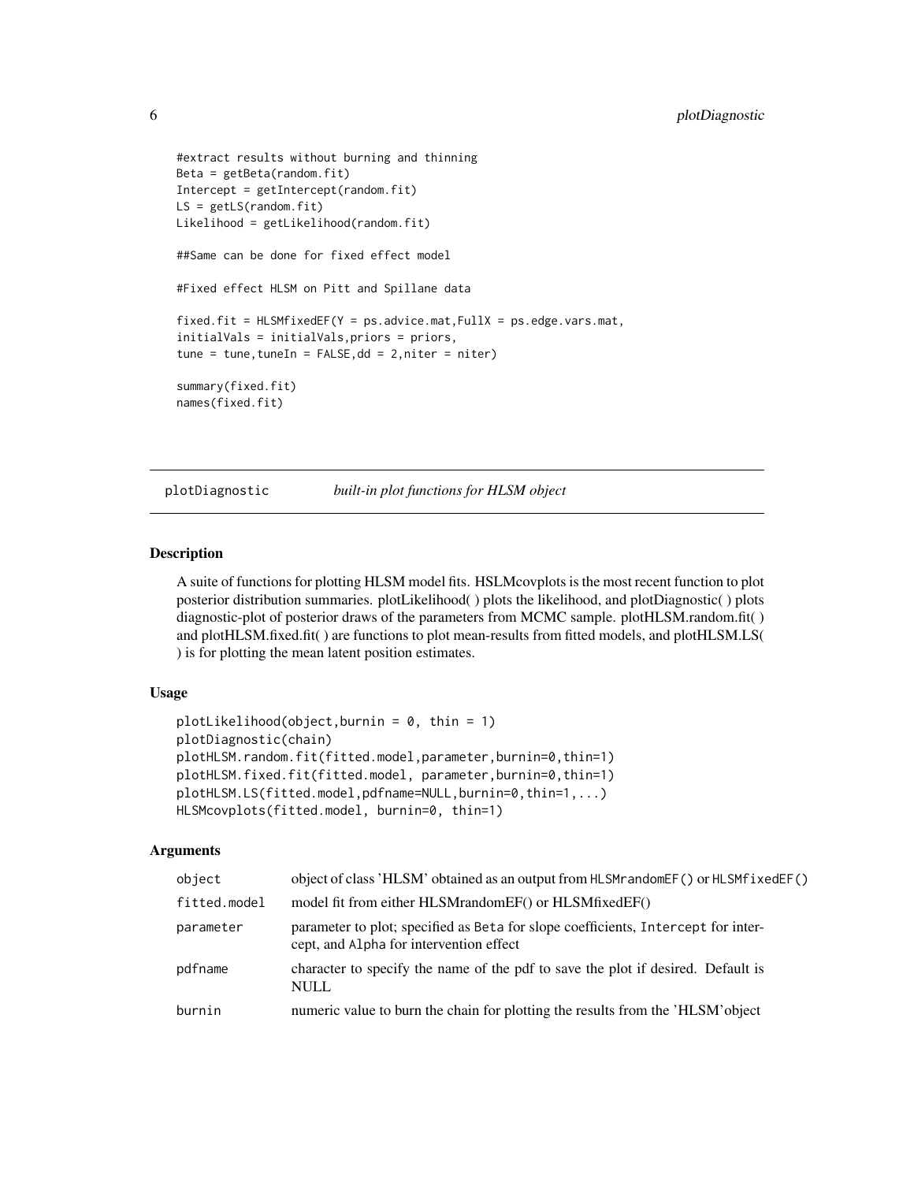```
#extract results without burning and thinning
Beta = getBeta(random.fit)
Intercept = getIntercept(random.fit)
LS = getLS(random.fit)
Likelihood = getLikelihood(random.fit)

##Same can be done for fixed effect model

#Fixed effect HLSM on Pitt and Spillane data

fixed.fit = HLSMfixedEF(Y = ps.advice.mat,FullX = ps.edge.vars.mat,
initialVals = initialVals,priors = priors,
tune = tune,tuneIn = FALSE,dd = 2,niter = niter)

summary(fixed.fit)
names(fixed.fit)
```

## plotDiagnostic *built-in plot functions for HLSM object*

### Description

A suite of functions for plotting HLSM model fits. HSLMcovplots is the most recent function to plot posterior distribution summaries. plotLikelihood( ) plots the likelihood, and plotDiagnostic( ) plots diagnostic-plot of posterior draws of the parameters from MCMC sample. plotHLSM.random.fit( ) and plotHLSM.fixed.fit( ) are functions to plot mean-results from fitted models, and plotHLSM.LS( ) is for plotting the mean latent position estimates.

### Usage

```
plotLikelihood(object,burnin = 0, thin = 1)
plotDiagnostic(chain)
plotHLSM.random.fit(fitted.model,parameter,burnin=0,thin=1)
plotHLSM.fixed.fit(fitted.model, parameter,burnin=0,thin=1)
plotHLSM.LS(fitted.model,pdfname=NULL,burnin=0,thin=1,...)
HLSMcovplots(fitted.model, burnin=0, thin=1)
```

### Arguments

| | |
|---|---|
| object | object of class 'HLSM' obtained as an output from `HLSMrandomEF()` or `HLSMfixedEF()` |
| fitted.model | model fit from either HLSMrandomEF() or HLSMfixedEF() |
| parameter | parameter to plot; specified as `Beta` for slope coefficients, `Intercept` for intercept, and `Alpha` for intervention effect |
| pdfname | character to specify the name of the pdf to save the plot if desired. Default is NULL |
| burnin | numeric value to burn the chain for plotting the results from the 'HLSM'object |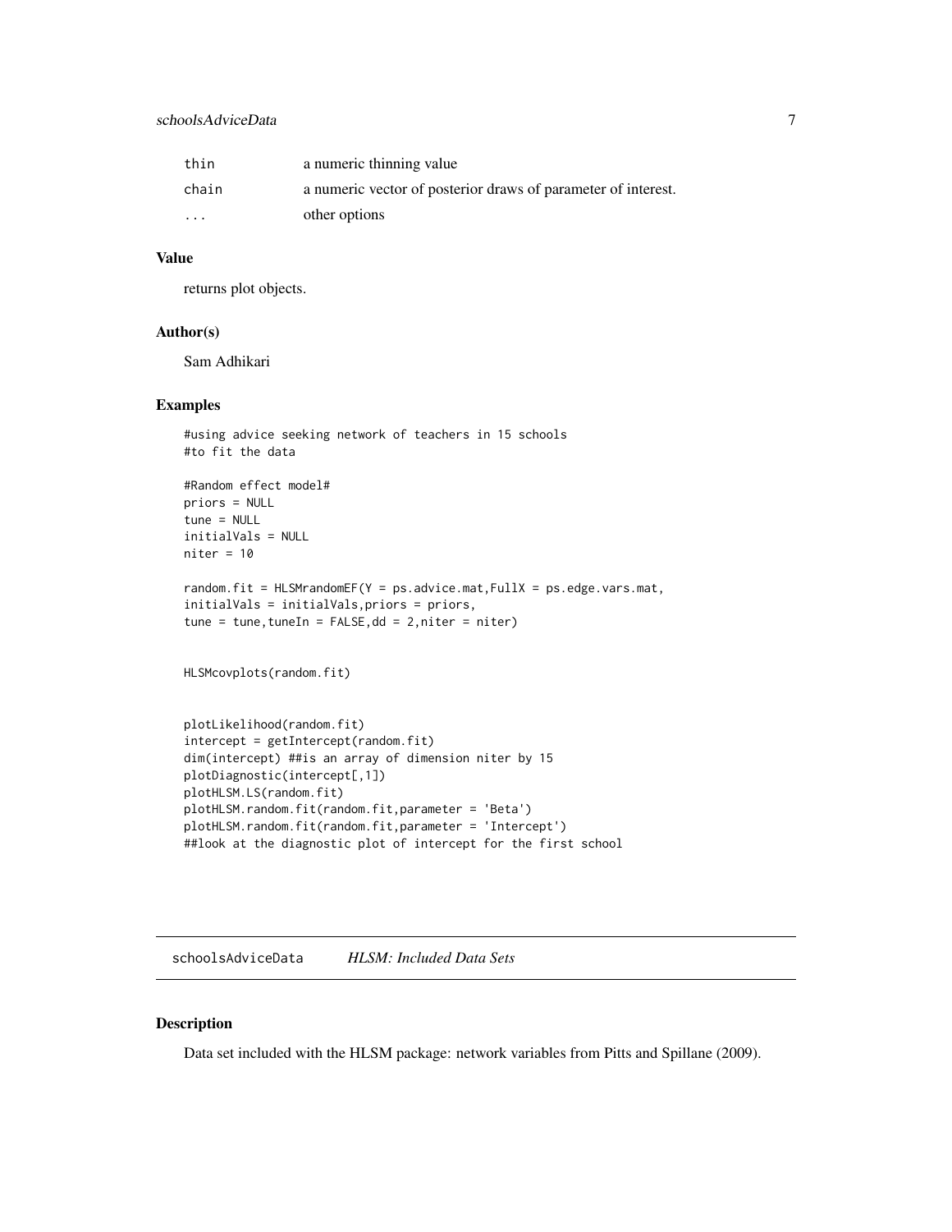| | |
|---|---|
| thin | a numeric thinning value |
| chain | a numeric vector of posterior draws of parameter of interest. |
| ... | other options |

### Value

returns plot objects.

### Author(s)

Sam Adhikari

### Examples

```
#using advice seeking network of teachers in 15 schools
#to fit the data

#Random effect model#
priors = NULL
tune = NULL
initialVals = NULL
niter = 10

random.fit = HLSMrandomEF(Y = ps.advice.mat,FullX = ps.edge.vars.mat,
initialVals = initialVals,priors = priors,
tune = tune,tuneIn = FALSE,dd = 2,niter = niter)


HLSMcovplots(random.fit)


plotLikelihood(random.fit)
intercept = getIntercept(random.fit)
dim(intercept) ##is an array of dimension niter by 15
plotDiagnostic(intercept[,1])
plotHLSM.LS(random.fit)
plotHLSM.random.fit(random.fit,parameter = 'Beta')
plotHLSM.random.fit(random.fit,parameter = 'Intercept')
##look at the diagnostic plot of intercept for the first school
```

---

## schoolsAdviceData *HLSM: Included Data Sets*

### Description

Data set included with the HLSM package: network variables from Pitts and Spillane (2009).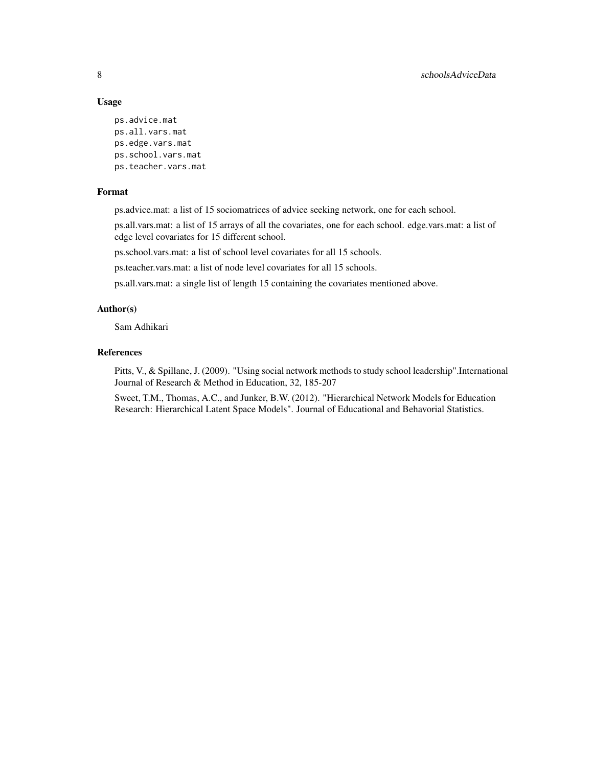### Usage

```
ps.advice.mat
ps.all.vars.mat
ps.edge.vars.mat
ps.school.vars.mat
ps.teacher.vars.mat
```

### Format

ps.advice.mat: a list of 15 sociomatrices of advice seeking network, one for each school.

ps.all.vars.mat: a list of 15 arrays of all the covariates, one for each school. edge.vars.mat: a list of edge level covariates for 15 different school.

ps.school.vars.mat: a list of school level covariates for all 15 schools.

ps.teacher.vars.mat: a list of node level covariates for all 15 schools.

ps.all.vars.mat: a single list of length 15 containing the covariates mentioned above.

### Author(s)

Sam Adhikari

### References

Pitts, V., & Spillane, J. (2009). "Using social network methods to study school leadership".International Journal of Research & Method in Education, 32, 185-207

Sweet, T.M., Thomas, A.C., and Junker, B.W. (2012). "Hierarchical Network Models for Education Research: Hierarchical Latent Space Models". Journal of Educational and Behavorial Statistics.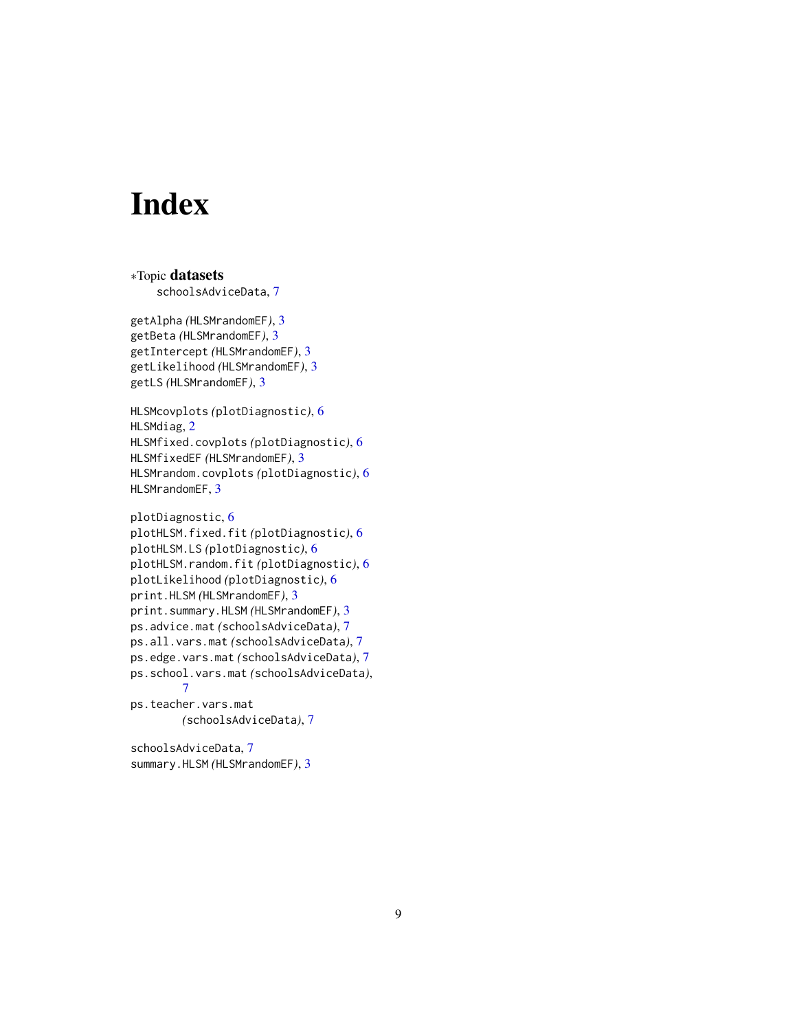# Index

*Topic **datasets**
  schoolsAdviceData, 7

getAlpha *(HLSMrandomEF)*, 3
getBeta *(HLSMrandomEF)*, 3
getIntercept *(HLSMrandomEF)*, 3
getLikelihood *(HLSMrandomEF)*, 3
getLS *(HLSMrandomEF)*, 3

HLSMcovplots *(plotDiagnostic)*, 6
HLSMdiag, 2
HLSMfixed.covplots *(plotDiagnostic)*, 6
HLSMfixedEF *(HLSMrandomEF)*, 3
HLSMrandom.covplots *(plotDiagnostic)*, 6
HLSMrandomEF, 3

plotDiagnostic, 6
plotHLSM.fixed.fit *(plotDiagnostic)*, 6
plotHLSM.LS *(plotDiagnostic)*, 6
plotHLSM.random.fit *(plotDiagnostic)*, 6
plotLikelihood *(plotDiagnostic)*, 6
print.HLSM *(HLSMrandomEF)*, 3
print.summary.HLSM *(HLSMrandomEF)*, 3
ps.advice.mat *(schoolsAdviceData)*, 7
ps.all.vars.mat *(schoolsAdviceData)*, 7
ps.edge.vars.mat *(schoolsAdviceData)*, 7
ps.school.vars.mat *(schoolsAdviceData)*, 7
ps.teacher.vars.mat *(schoolsAdviceData)*, 7

schoolsAdviceData, 7
summary.HLSM *(HLSMrandomEF)*, 3